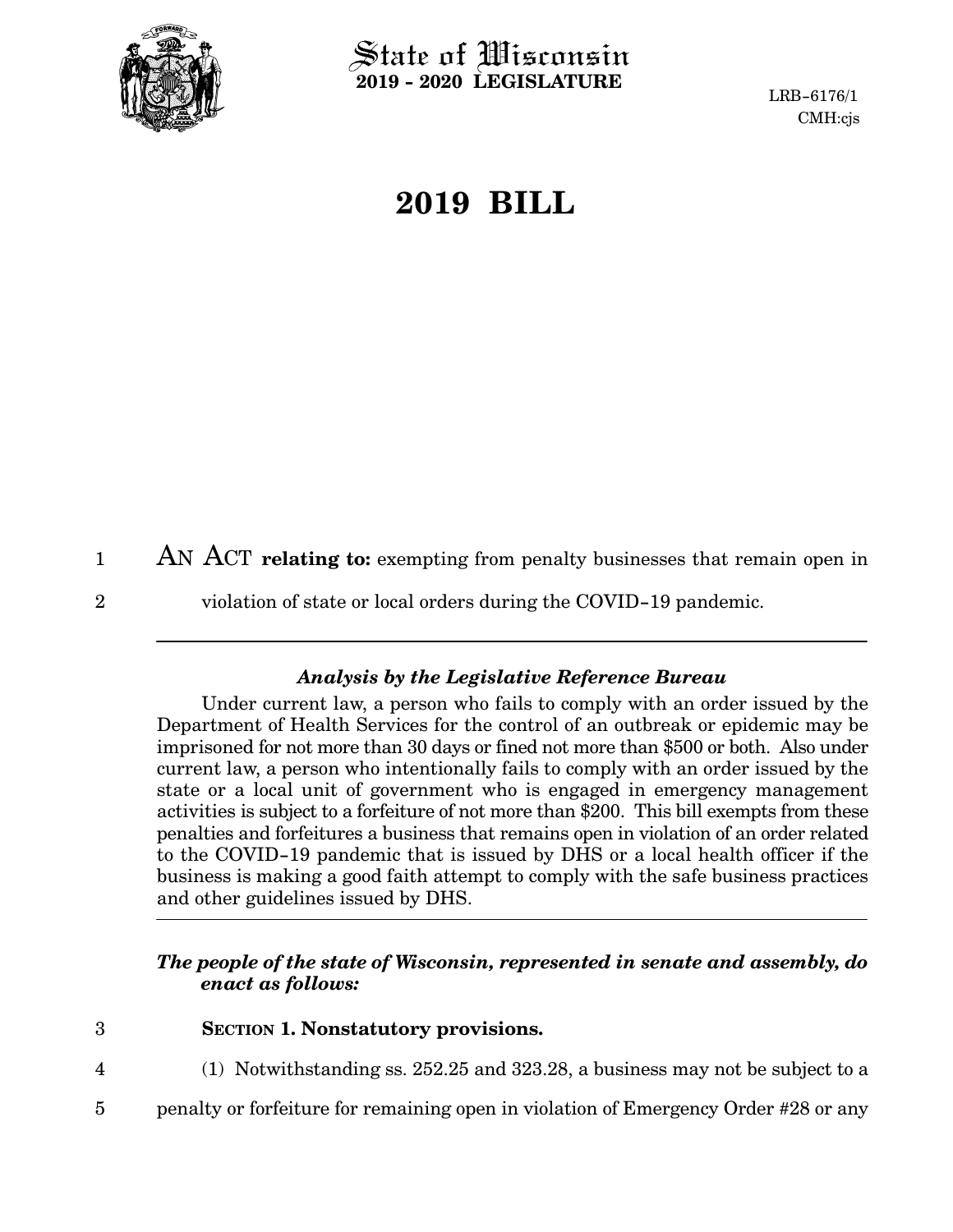State of Wisconsin
**2019 - 2020 LEGISLATURE**

LRB-6176/1
CMH:cjs

# 2019 BILL

AN ACT **relating to:** exempting from penalty businesses that remain open in violation of state or local orders during the COVID-19 pandemic.

---

### *Analysis by the Legislative Reference Bureau*

Under current law, a person who fails to comply with an order issued by the Department of Health Services for the control of an outbreak or epidemic may be imprisoned for not more than 30 days or fined not more than $500 or both. Also under current law, a person who intentionally fails to comply with an order issued by the state or a local unit of government who is engaged in emergency management activities is subject to a forfeiture of not more than $200. This bill exempts from these penalties and forfeitures a business that remains open in violation of an order related to the COVID-19 pandemic that is issued by DHS or a local health officer if the business is making a good faith attempt to comply with the safe business practices and other guidelines issued by DHS.

---

***The people of the state of Wisconsin, represented in senate and assembly, do enact as follows:***

**SECTION 1. Nonstatutory provisions.**

(1) Notwithstanding ss. 252.25 and 323.28, a business may not be subject to a penalty or forfeiture for remaining open in violation of Emergency Order #28 or any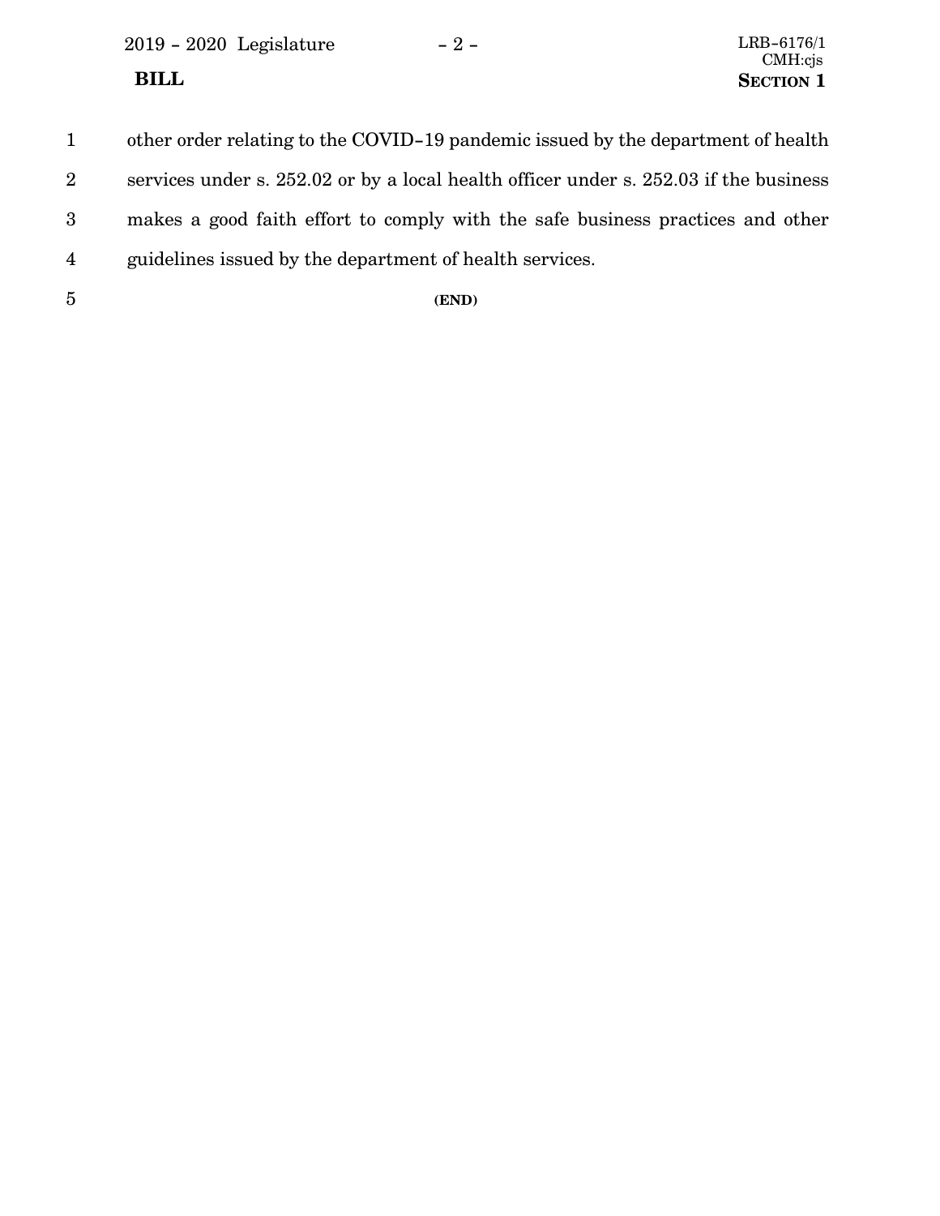other order relating to the COVID-19 pandemic issued by the department of health services under s. 252.02 or by a local health officer under s. 252.03 if the business makes a good faith effort to comply with the safe business practices and other guidelines issued by the department of health services.

**(END)**